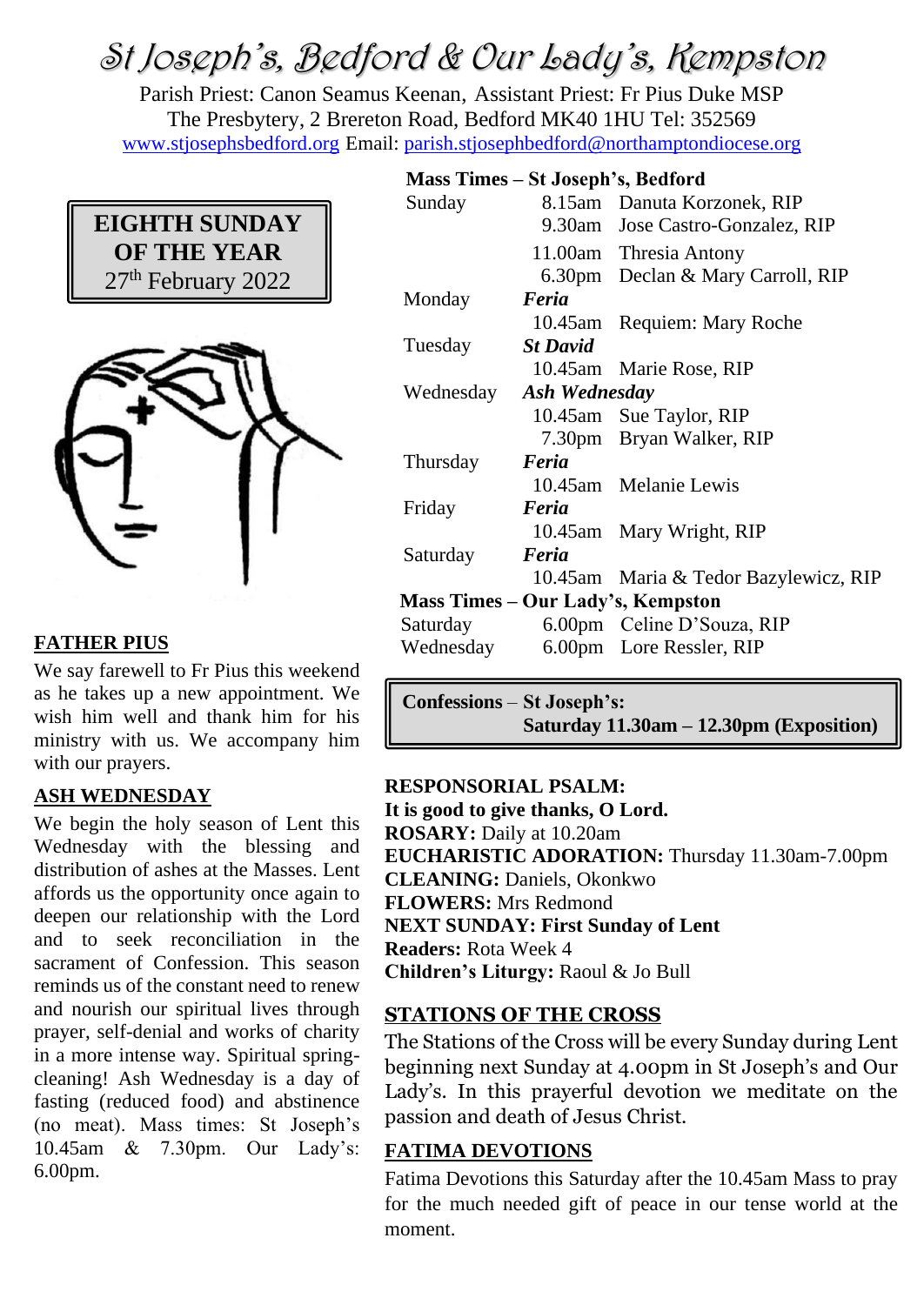# St Joseph's, Bedford & Our Lady's, Kempston

Parish Priest: Canon Seamus Keenan, Assistant Priest: Fr Pius Duke MSP
The Presbytery, 2 Brereton Road, Bedford MK40 1HU Tel: 352569
www.stjosephsbedford.org Email: parish.stjosephbedford@northamptondiocese.org

**EIGHTH SUNDAY OF THE YEAR**
27th February 2022

## FATHER PIUS

We say farewell to Fr Pius this weekend as he takes up a new appointment. We wish him well and thank him for his ministry with us. We accompany him with our prayers.

## ASH WEDNESDAY

We begin the holy season of Lent this Wednesday with the blessing and distribution of ashes at the Masses. Lent affords us the opportunity once again to deepen our relationship with the Lord and to seek reconciliation in the sacrament of Confession. This season reminds us of the constant need to renew and nourish our spiritual lives through prayer, self-denial and works of charity in a more intense way. Spiritual spring-cleaning! Ash Wednesday is a day of fasting (reduced food) and abstinence (no meat). Mass times: St Joseph's 10.45am & 7.30pm. Our Lady's: 6.00pm.

**Mass Times – St Joseph's, Bedford**

| | | |
|---|---|---|
| Sunday | 8.15am | Danuta Korzonek, RIP |
| | 9.30am | Jose Castro-Gonzalez, RIP |
| | 11.00am | Thresia Antony |
| | 6.30pm | Declan & Mary Carroll, RIP |
| Monday | ***Feria*** | |
| | 10.45am | Requiem: Mary Roche |
| Tuesday | ***St David*** | |
| | 10.45am | Marie Rose, RIP |
| Wednesday | ***Ash Wednesday*** | |
| | 10.45am | Sue Taylor, RIP |
| | 7.30pm | Bryan Walker, RIP |
| Thursday | ***Feria*** | |
| | 10.45am | Melanie Lewis |
| Friday | ***Feria*** | |
| | 10.45am | Mary Wright, RIP |
| Saturday | ***Feria*** | |
| | 10.45am | Maria & Tedor Bazylewicz, RIP |

**Mass Times – Our Lady's, Kempston**

| | | |
|---|---|---|
| Saturday | 6.00pm | Celine D'Souza, RIP |
| Wednesday | 6.00pm | Lore Ressler, RIP |

**Confessions** – **St Joseph's:**
**Saturday 11.30am – 12.30pm (Exposition)**

**RESPONSORIAL PSALM:**
**It is good to give thanks, O Lord.**
**ROSARY:** Daily at 10.20am
**EUCHARISTIC ADORATION:** Thursday 11.30am-7.00pm
**CLEANING:** Daniels, Okonkwo
**FLOWERS:** Mrs Redmond
**NEXT SUNDAY: First Sunday of Lent**
**Readers:** Rota Week 4
**Children's Liturgy:** Raoul & Jo Bull

## STATIONS OF THE CROSS

The Stations of the Cross will be every Sunday during Lent beginning next Sunday at 4.00pm in St Joseph's and Our Lady's. In this prayerful devotion we meditate on the passion and death of Jesus Christ.

## FATIMA DEVOTIONS

Fatima Devotions this Saturday after the 10.45am Mass to pray for the much needed gift of peace in our tense world at the moment.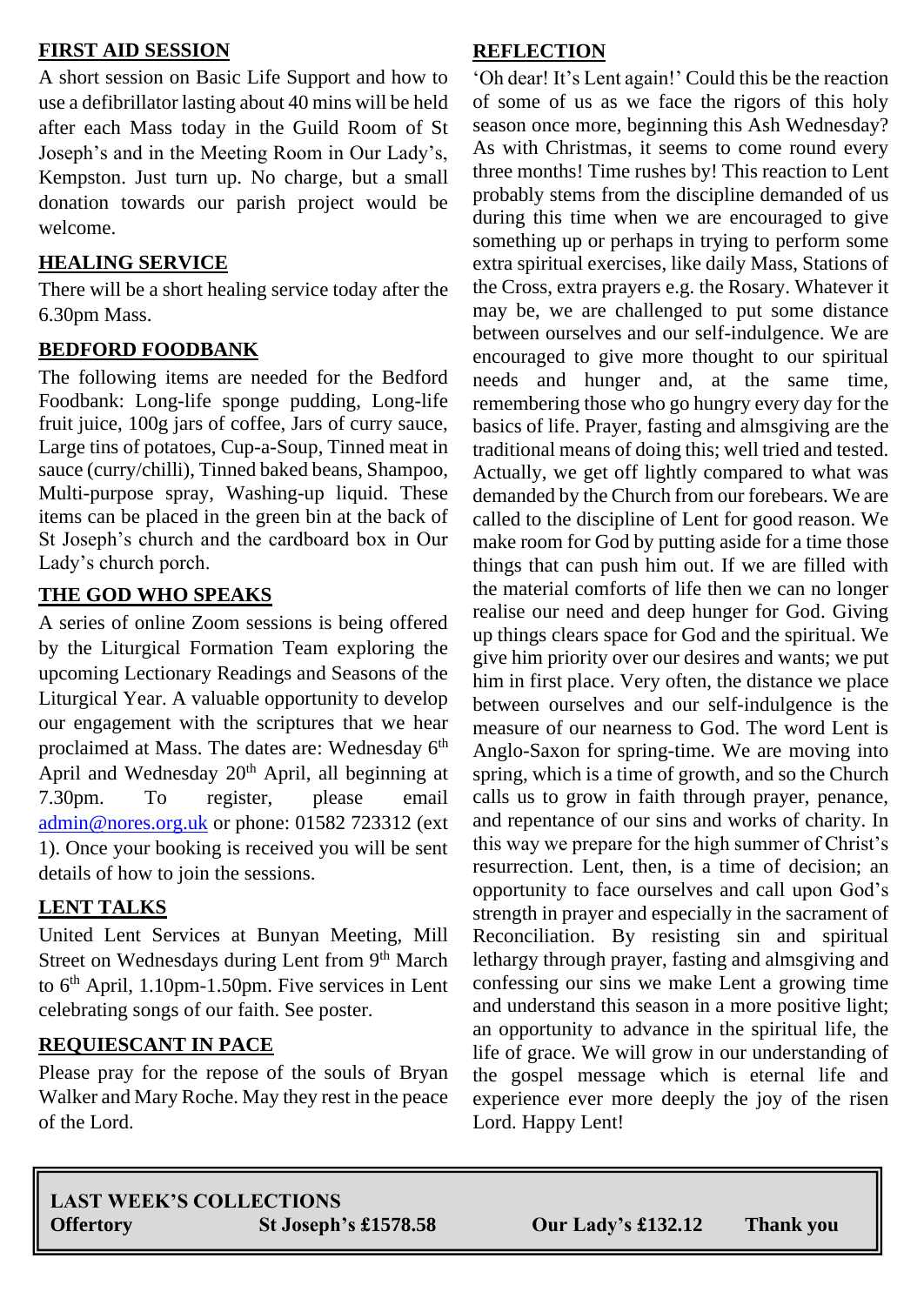## FIRST AID SESSION

A short session on Basic Life Support and how to use a defibrillator lasting about 40 mins will be held after each Mass today in the Guild Room of St Joseph's and in the Meeting Room in Our Lady's, Kempston. Just turn up. No charge, but a small donation towards our parish project would be welcome.

## HEALING SERVICE

There will be a short healing service today after the 6.30pm Mass.

## BEDFORD FOODBANK

The following items are needed for the Bedford Foodbank: Long-life sponge pudding, Long-life fruit juice, 100g jars of coffee, Jars of curry sauce, Large tins of potatoes, Cup-a-Soup, Tinned meat in sauce (curry/chilli), Tinned baked beans, Shampoo, Multi-purpose spray, Washing-up liquid. These items can be placed in the green bin at the back of St Joseph's church and the cardboard box in Our Lady's church porch.

## THE GOD WHO SPEAKS

A series of online Zoom sessions is being offered by the Liturgical Formation Team exploring the upcoming Lectionary Readings and Seasons of the Liturgical Year. A valuable opportunity to develop our engagement with the scriptures that we hear proclaimed at Mass. The dates are: Wednesday 6th April and Wednesday 20th April, all beginning at 7.30pm. To register, please email admin@nores.org.uk or phone: 01582 723312 (ext 1). Once your booking is received you will be sent details of how to join the sessions.

## LENT TALKS

United Lent Services at Bunyan Meeting, Mill Street on Wednesdays during Lent from 9th March to 6th April, 1.10pm-1.50pm. Five services in Lent celebrating songs of our faith. See poster.

## REQUIESCANT IN PACE

Please pray for the repose of the souls of Bryan Walker and Mary Roche. May they rest in the peace of the Lord.

## REFLECTION

'Oh dear! It's Lent again!' Could this be the reaction of some of us as we face the rigors of this holy season once more, beginning this Ash Wednesday? As with Christmas, it seems to come round every three months! Time rushes by! This reaction to Lent probably stems from the discipline demanded of us during this time when we are encouraged to give something up or perhaps in trying to perform some extra spiritual exercises, like daily Mass, Stations of the Cross, extra prayers e.g. the Rosary. Whatever it may be, we are challenged to put some distance between ourselves and our self-indulgence. We are encouraged to give more thought to our spiritual needs and hunger and, at the same time, remembering those who go hungry every day for the basics of life. Prayer, fasting and almsgiving are the traditional means of doing this; well tried and tested. Actually, we get off lightly compared to what was demanded by the Church from our forebears. We are called to the discipline of Lent for good reason. We make room for God by putting aside for a time those things that can push him out. If we are filled with the material comforts of life then we can no longer realise our need and deep hunger for God. Giving up things clears space for God and the spiritual. We give him priority over our desires and wants; we put him in first place. Very often, the distance we place between ourselves and our self-indulgence is the measure of our nearness to God. The word Lent is Anglo-Saxon for spring-time. We are moving into spring, which is a time of growth, and so the Church calls us to grow in faith through prayer, penance, and repentance of our sins and works of charity. In this way we prepare for the high summer of Christ's resurrection. Lent, then, is a time of decision; an opportunity to face ourselves and call upon God's strength in prayer and especially in the sacrament of Reconciliation. By resisting sin and spiritual lethargy through prayer, fasting and almsgiving and confessing our sins we make Lent a growing time and understand this season in a more positive light; an opportunity to advance in the spiritual life, the life of grace. We will grow in our understanding of the gospel message which is eternal life and experience ever more deeply the joy of the risen Lord. Happy Lent!

**LAST WEEK'S COLLECTIONS**
**Offertory** **St Joseph's £1578.58** **Our Lady's £132.12** **Thank you**